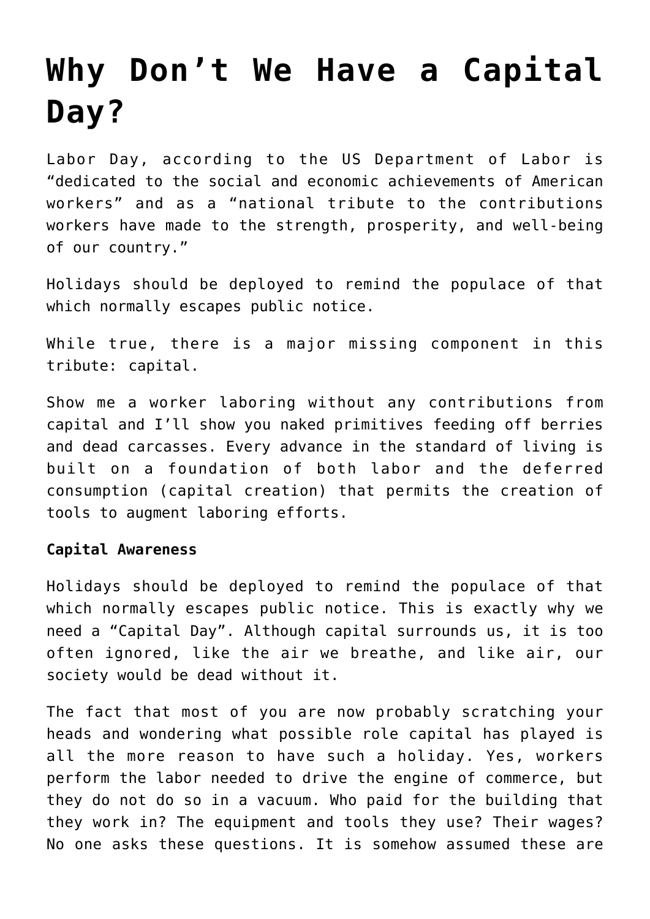# Why Don't We Have a Capital Day?

Labor Day, according to the US Department of Labor is "dedicated to the social and economic achievements of American workers" and as a "national tribute to the contributions workers have made to the strength, prosperity, and well-being of our country."

Holidays should be deployed to remind the populace of that which normally escapes public notice.

While true, there is a major missing component in this tribute: capital.

Show me a worker laboring without any contributions from capital and I'll show you naked primitives feeding off berries and dead carcasses. Every advance in the standard of living is built on a foundation of both labor and the deferred consumption (capital creation) that permits the creation of tools to augment laboring efforts.

**Capital Awareness**

Holidays should be deployed to remind the populace of that which normally escapes public notice. This is exactly why we need a "Capital Day". Although capital surrounds us, it is too often ignored, like the air we breathe, and like air, our society would be dead without it.

The fact that most of you are now probably scratching your heads and wondering what possible role capital has played is all the more reason to have such a holiday. Yes, workers perform the labor needed to drive the engine of commerce, but they do not do so in a vacuum. Who paid for the building that they work in? The equipment and tools they use? Their wages? No one asks these questions. It is somehow assumed these are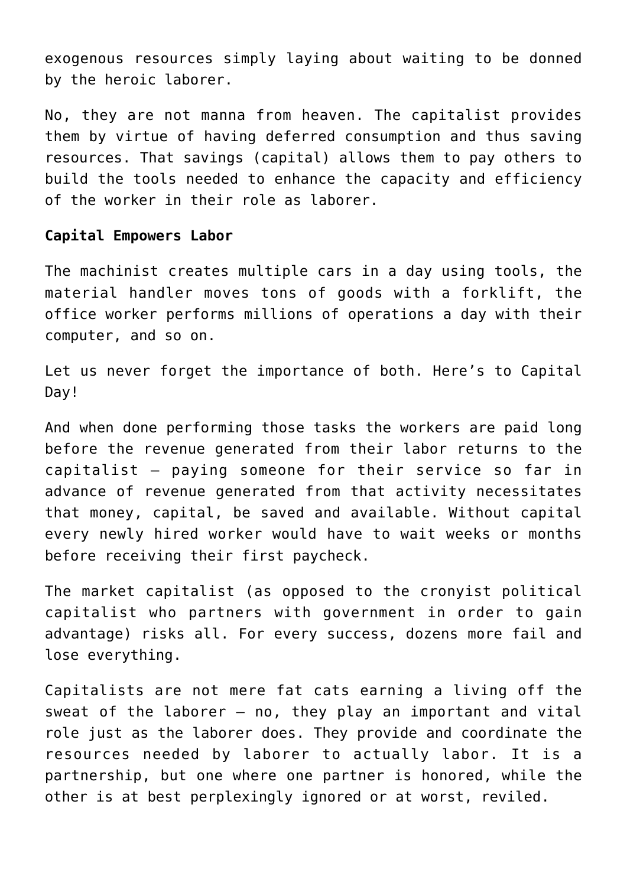exogenous resources simply laying about waiting to be donned by the heroic laborer.

No, they are not manna from heaven. The capitalist provides them by virtue of having deferred consumption and thus saving resources. That savings (capital) allows them to pay others to build the tools needed to enhance the capacity and efficiency of the worker in their role as laborer.

**Capital Empowers Labor**

The machinist creates multiple cars in a day using tools, the material handler moves tons of goods with a forklift, the office worker performs millions of operations a day with their computer, and so on.

Let us never forget the importance of both. Here's to Capital Day!

And when done performing those tasks the workers are paid long before the revenue generated from their labor returns to the capitalist – paying someone for their service so far in advance of revenue generated from that activity necessitates that money, capital, be saved and available. Without capital every newly hired worker would have to wait weeks or months before receiving their first paycheck.

The market capitalist (as opposed to the cronyist political capitalist who partners with government in order to gain advantage) risks all. For every success, dozens more fail and lose everything.

Capitalists are not mere fat cats earning a living off the sweat of the laborer – no, they play an important and vital role just as the laborer does. They provide and coordinate the resources needed by laborer to actually labor. It is a partnership, but one where one partner is honored, while the other is at best perplexingly ignored or at worst, reviled.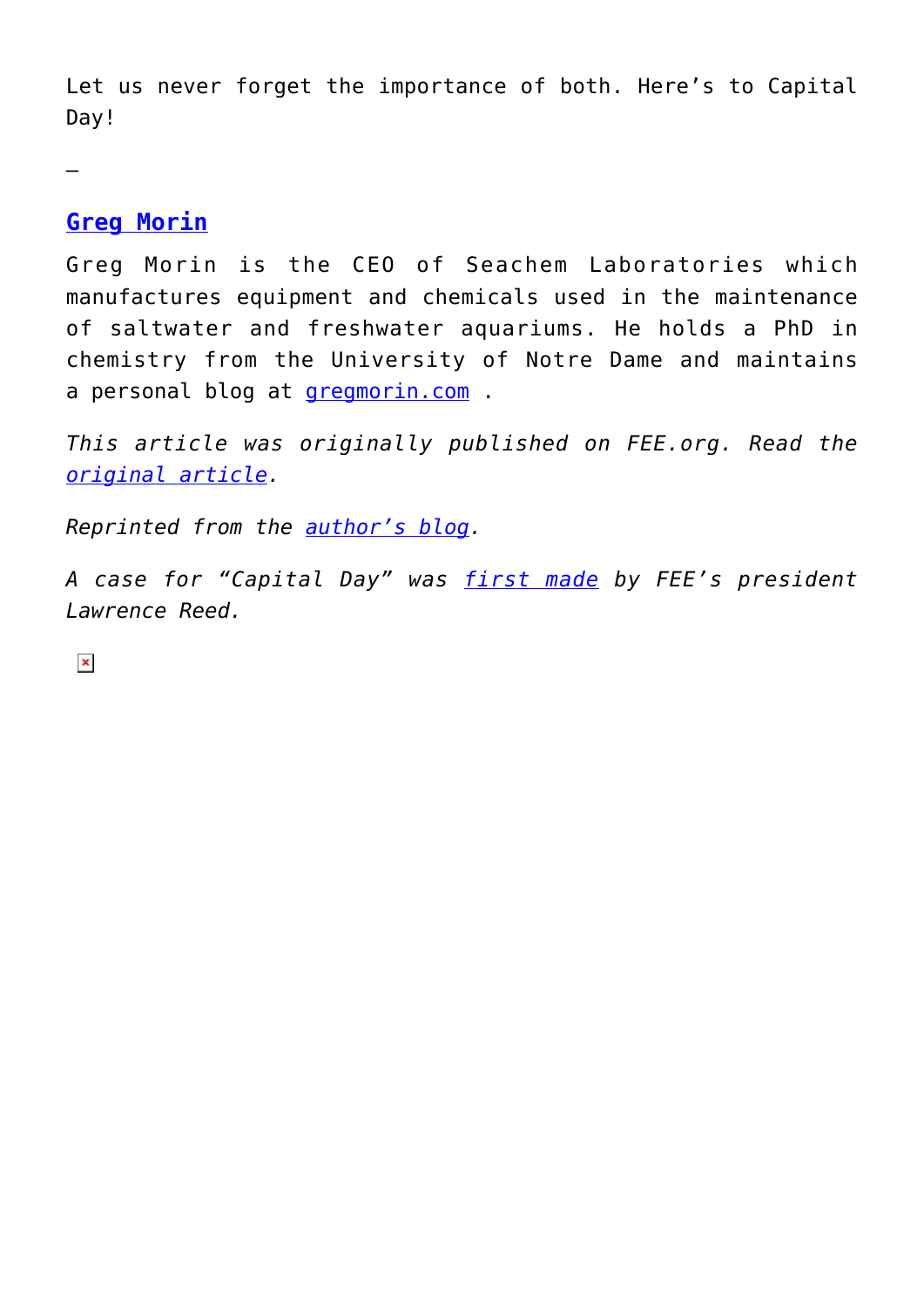Let us never forget the importance of both. Here's to Capital Day!

—

**Greg Morin**

Greg Morin is the CEO of Seachem Laboratories which manufactures equipment and chemicals used in the maintenance of saltwater and freshwater aquariums. He holds a PhD in chemistry from the University of Notre Dame and maintains a personal blog at gregmorin.com .

*This article was originally published on FEE.org. Read the original article.*

*Reprinted from the author's blog.*

*A case for "Capital Day" was first made by FEE's president Lawrence Reed.*